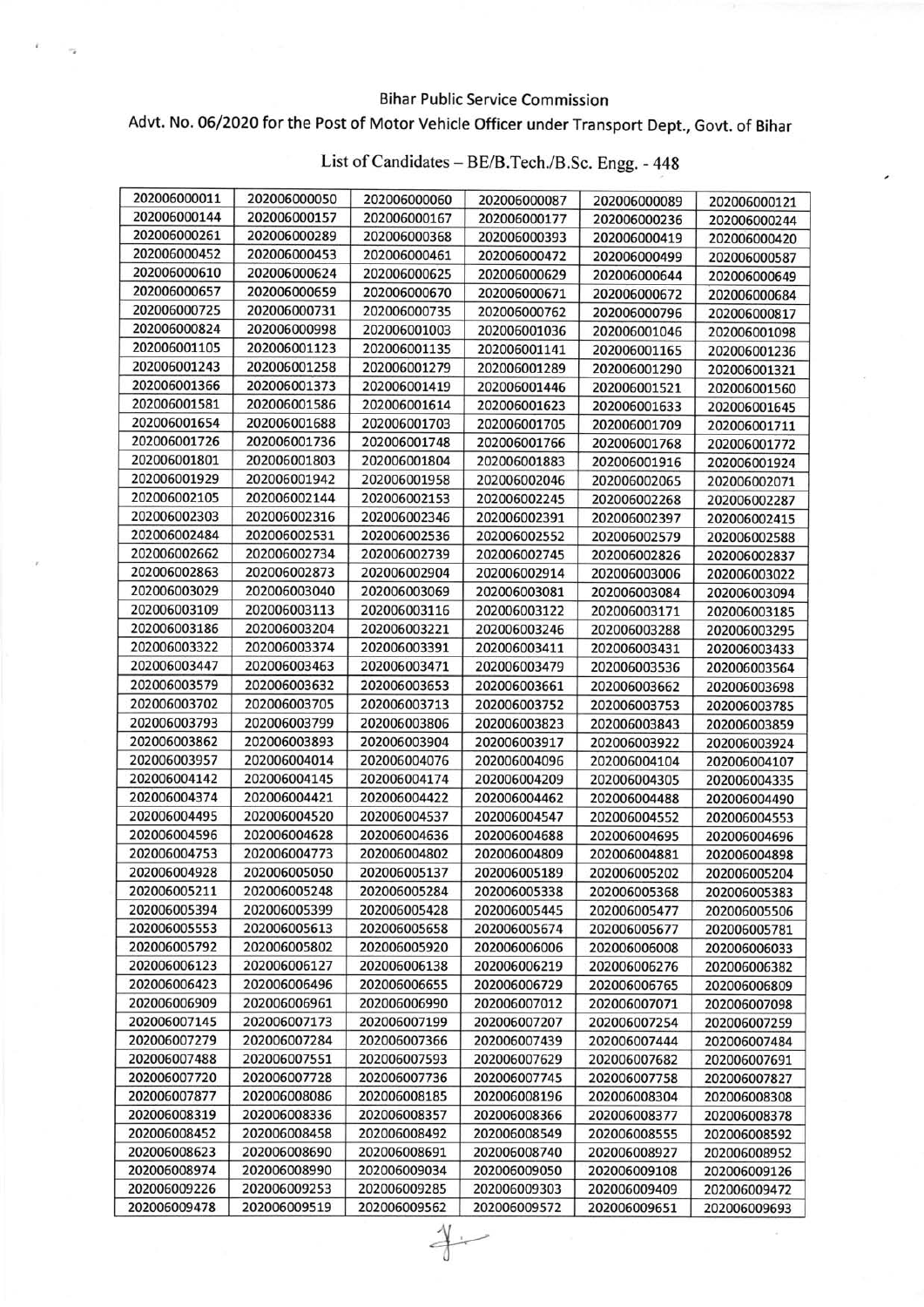Bihar Public Service Commission

Advt. No. 06/2020 for the Post of Motor Vehicle Officer under Transport Dept., Govt. of Bihar

List of Candidates – BE/B.Tech./B.Sc. Engg. - 448

| | | | | | |
|---|---|---|---|---|---|
| 202006000011 | 202006000050 | 202006000060 | 202006000087 | 202006000089 | 202006000121 |
| 202006000144 | 202006000157 | 202006000167 | 202006000177 | 202006000236 | 202006000244 |
| 202006000261 | 202006000289 | 202006000368 | 202006000393 | 202006000419 | 202006000420 |
| 202006000452 | 202006000453 | 202006000461 | 202006000472 | 202006000499 | 202006000587 |
| 202006000610 | 202006000624 | 202006000625 | 202006000629 | 202006000644 | 202006000649 |
| 202006000657 | 202006000659 | 202006000670 | 202006000671 | 202006000672 | 202006000684 |
| 202006000725 | 202006000731 | 202006000735 | 202006000762 | 202006000796 | 202006000817 |
| 202006000824 | 202006000998 | 202006001003 | 202006001036 | 202006001046 | 202006001098 |
| 202006001105 | 202006001123 | 202006001135 | 202006001141 | 202006001165 | 202006001236 |
| 202006001243 | 202006001258 | 202006001279 | 202006001289 | 202006001290 | 202006001321 |
| 202006001366 | 202006001373 | 202006001419 | 202006001446 | 202006001521 | 202006001560 |
| 202006001581 | 202006001586 | 202006001614 | 202006001623 | 202006001633 | 202006001645 |
| 202006001654 | 202006001688 | 202006001703 | 202006001705 | 202006001709 | 202006001711 |
| 202006001726 | 202006001736 | 202006001748 | 202006001766 | 202006001768 | 202006001772 |
| 202006001801 | 202006001803 | 202006001804 | 202006001883 | 202006001916 | 202006001924 |
| 202006001929 | 202006001942 | 202006001958 | 202006002046 | 202006002065 | 202006002071 |
| 202006002105 | 202006002144 | 202006002153 | 202006002245 | 202006002268 | 202006002287 |
| 202006002303 | 202006002316 | 202006002346 | 202006002391 | 202006002397 | 202006002415 |
| 202006002484 | 202006002531 | 202006002536 | 202006002552 | 202006002579 | 202006002588 |
| 202006002662 | 202006002734 | 202006002739 | 202006002745 | 202006002826 | 202006002837 |
| 202006002863 | 202006002873 | 202006002904 | 202006002914 | 202006003006 | 202006003022 |
| 202006003029 | 202006003040 | 202006003069 | 202006003081 | 202006003084 | 202006003094 |
| 202006003109 | 202006003113 | 202006003116 | 202006003122 | 202006003171 | 202006003185 |
| 202006003186 | 202006003204 | 202006003221 | 202006003246 | 202006003288 | 202006003295 |
| 202006003322 | 202006003374 | 202006003391 | 202006003411 | 202006003431 | 202006003433 |
| 202006003447 | 202006003463 | 202006003471 | 202006003479 | 202006003536 | 202006003564 |
| 202006003579 | 202006003632 | 202006003653 | 202006003661 | 202006003662 | 202006003698 |
| 202006003702 | 202006003705 | 202006003713 | 202006003752 | 202006003753 | 202006003785 |
| 202006003793 | 202006003799 | 202006003806 | 202006003823 | 202006003843 | 202006003859 |
| 202006003862 | 202006003893 | 202006003904 | 202006003917 | 202006003922 | 202006003924 |
| 202006003957 | 202006004014 | 202006004076 | 202006004096 | 202006004104 | 202006004107 |
| 202006004142 | 202006004145 | 202006004174 | 202006004209 | 202006004305 | 202006004335 |
| 202006004374 | 202006004421 | 202006004422 | 202006004462 | 202006004488 | 202006004490 |
| 202006004495 | 202006004520 | 202006004537 | 202006004547 | 202006004552 | 202006004553 |
| 202006004596 | 202006004628 | 202006004636 | 202006004668 | 202006004695 | 202006004696 |
| 202006004753 | 202006004773 | 202006004802 | 202006004809 | 202006004881 | 202006004898 |
| 202006004928 | 202006005050 | 202006005137 | 202006005189 | 202006005202 | 202006005204 |
| 202006005211 | 202006005248 | 202006005284 | 202006005338 | 202006005368 | 202006005383 |
| 202006005394 | 202006005399 | 202006005428 | 202006005445 | 202006005477 | 202006005506 |
| 202006005553 | 202006005613 | 202006005658 | 202006005674 | 202006005677 | 202006005781 |
| 202006005792 | 202006005802 | 202006005920 | 202006006006 | 202006006008 | 202006006033 |
| 202006006123 | 202006006127 | 202006006138 | 202006006219 | 202006006276 | 202006006382 |
| 202006006423 | 202006006496 | 202006006655 | 202006006729 | 202006006765 | 202006006809 |
| 202006006909 | 202006006961 | 202006006990 | 202006007012 | 202006007071 | 202006007098 |
| 202006007145 | 202006007173 | 202006007199 | 202006007207 | 202006007254 | 202006007259 |
| 202006007279 | 202006007284 | 202006007366 | 202006007439 | 202006007444 | 202006007484 |
| 202006007488 | 202006007551 | 202006007593 | 202006007629 | 202006007682 | 202006007691 |
| 202006007720 | 202006007728 | 202006007736 | 202006007745 | 202006007758 | 202006007827 |
| 202006007877 | 202006008086 | 202006008185 | 202006008196 | 202006008304 | 202006008308 |
| 202006008319 | 202006008336 | 202006008357 | 202006008366 | 202006008377 | 202006008378 |
| 202006008452 | 202006008458 | 202006008492 | 202006008549 | 202006008555 | 202006008592 |
| 202006008623 | 202006008690 | 202006008691 | 202006008740 | 202006008927 | 202006008952 |
| 202006008974 | 202006008990 | 202006009034 | 202006009050 | 202006009108 | 202006009126 |
| 202006009226 | 202006009253 | 202006009285 | 202006009303 | 202006009409 | 202006009472 |
| 202006009478 | 202006009519 | 202006009562 | 202006009572 | 202006009651 | 202006009693 |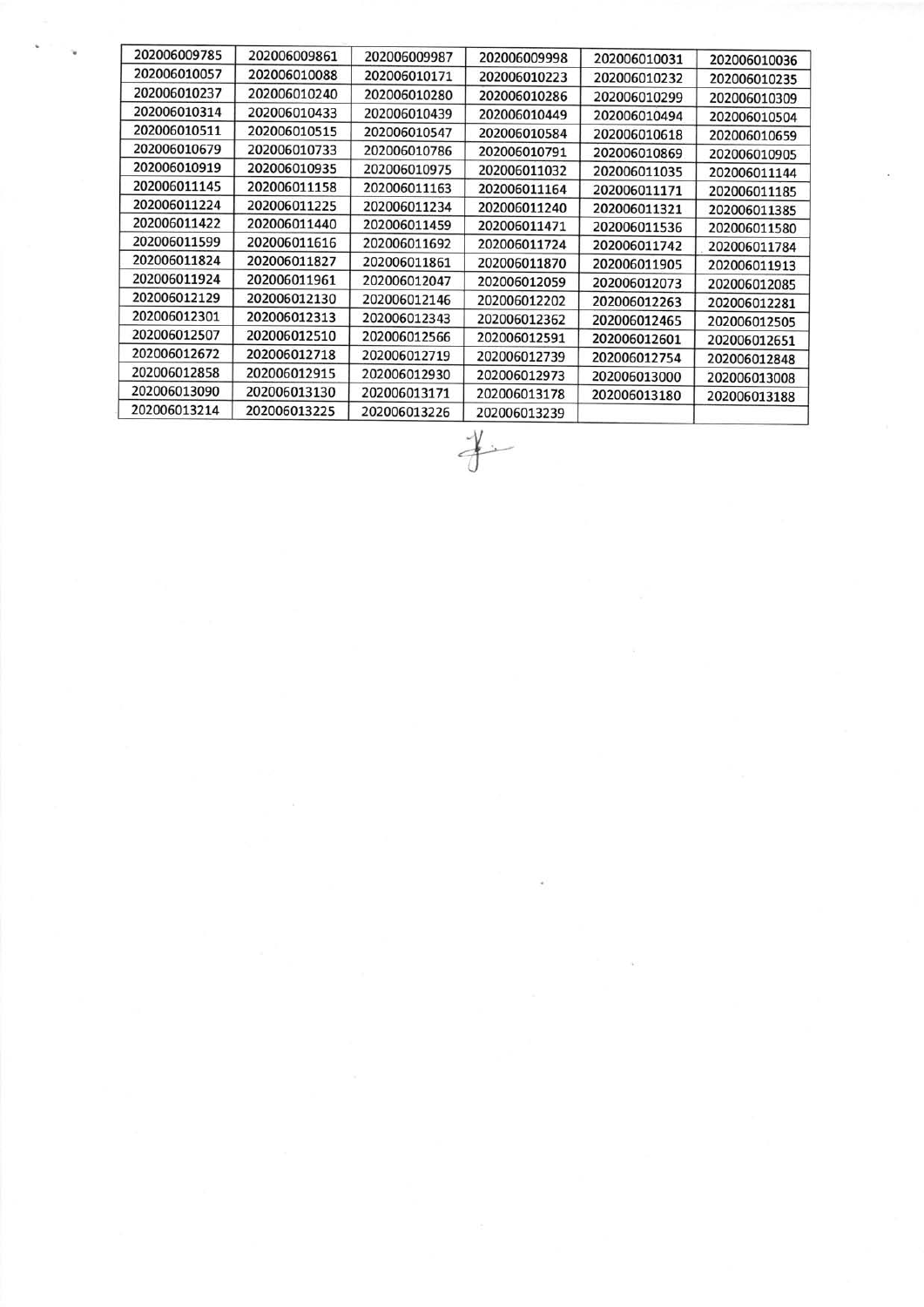| | | | | | |
|---|---|---|---|---|---|
| 202006009785 | 202006009861 | 202006009987 | 202006009998 | 202006010031 | 202006010036 |
| 202006010057 | 202006010088 | 202006010171 | 202006010223 | 202006010232 | 202006010235 |
| 202006010237 | 202006010240 | 202006010280 | 202006010286 | 202006010299 | 202006010309 |
| 202006010314 | 202006010433 | 202006010439 | 202006010449 | 202006010494 | 202006010504 |
| 202006010511 | 202006010515 | 202006010547 | 202006010584 | 202006010618 | 202006010659 |
| 202006010679 | 202006010733 | 202006010786 | 202006010791 | 202006010869 | 202006010905 |
| 202006010919 | 202006010935 | 202006010975 | 202006011032 | 202006011035 | 202006011144 |
| 202006011145 | 202006011158 | 202006011163 | 202006011164 | 202006011171 | 202006011185 |
| 202006011224 | 202006011225 | 202006011234 | 202006011240 | 202006011321 | 202006011385 |
| 202006011422 | 202006011440 | 202006011459 | 202006011471 | 202006011536 | 202006011580 |
| 202006011599 | 202006011616 | 202006011692 | 202006011724 | 202006011742 | 202006011784 |
| 202006011824 | 202006011827 | 202006011861 | 202006011870 | 202006011905 | 202006011913 |
| 202006011924 | 202006011961 | 202006012047 | 202006012059 | 202006012073 | 202006012085 |
| 202006012129 | 202006012130 | 202006012146 | 202006012202 | 202006012263 | 202006012281 |
| 202006012301 | 202006012313 | 202006012343 | 202006012362 | 202006012465 | 202006012505 |
| 202006012507 | 202006012510 | 202006012566 | 202006012591 | 202006012601 | 202006012651 |
| 202006012672 | 202006012718 | 202006012719 | 202006012739 | 202006012754 | 202006012848 |
| 202006012858 | 202006012915 | 202006012930 | 202006012973 | 202006013000 | 202006013008 |
| 202006013090 | 202006013130 | 202006013171 | 202006013178 | 202006013180 | 202006013188 |
| 202006013214 | 202006013225 | 202006013226 | 202006013239 | | |